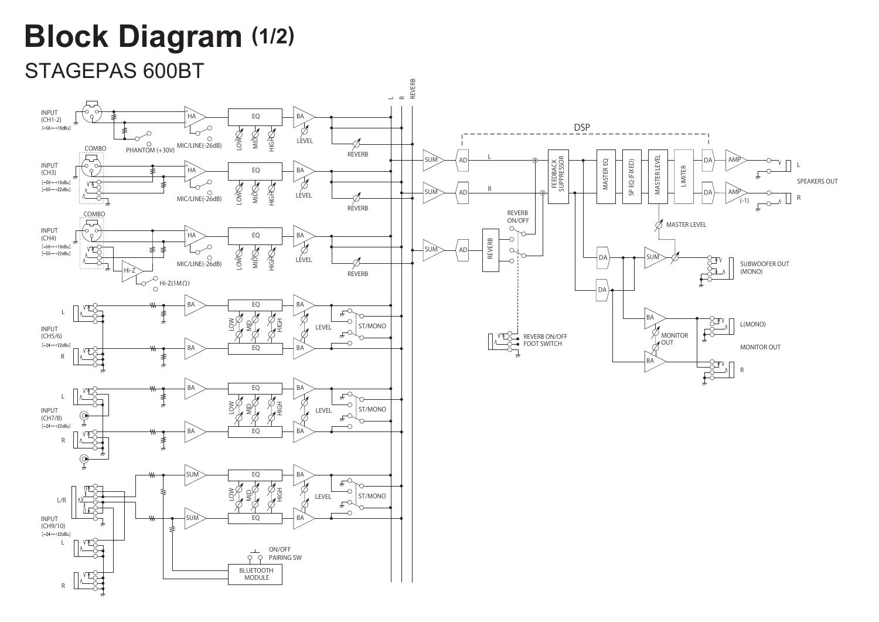# Block Diagram (1/2)

## STAGEPAS 600BT

INPUT (CH1-2) [−56〜+16dBu]

PHANTOM (+30V)

MIC/LINE(-26dB)

HA

EQ

LOW MID HIGH

BA

LEVEL

REVERB

L R REVERB

COMBO

INPUT (CH3) [−56〜+16dBu] [−50〜+22dBu]

INPUT (CH4) [−56〜+16dBu] [−50〜+22dBu]

Hi-Z

Hi-Z(1MΩ)

INPUT (CH5/6) [−24〜+22dBu]

ST/MONO

INPUT (CH7/8) [−24〜+22dBu]

INPUT (CH9/10) [−24〜+22dBu]

L/R

SUM

ON/OFF PAIRING SW

BLUETOOTH MODULE

DSP

SUM AD

FEEDBACK SUPPRESSOR

MASTER EQ

SP EQ (FIXED)

MASTER LEVEL

LIMITER

DA AMP

(-1)

SPEAKERS OUT

REVERB ON/OFF

REVERB

REVERB ON/OFF FOOT SWITCH

MASTER LEVEL

SUBWOOFER OUT (MONO)

MONITOR OUT

L(MONO)

R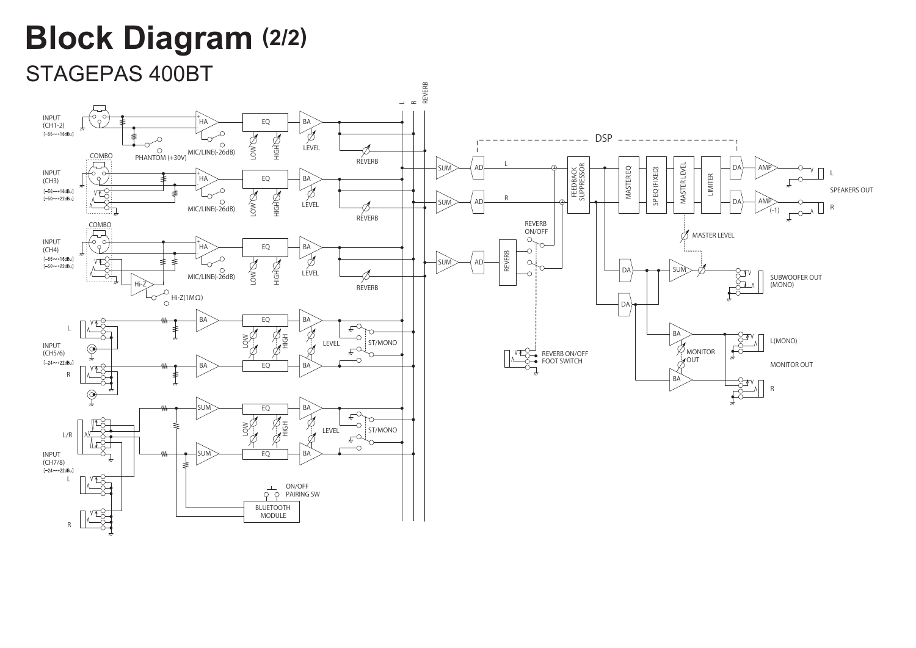# Block Diagram (2/2)

## STAGEPAS 400BT

INPUT (CH1-2)
[−56〜+16dBu]

PHANTOM (+30V)

MIC/LINE(-26dB)

HA

EQ

LOW

HIGH

BA

LEVEL

REVERB

COMBO

INPUT (CH3)
[−56〜+16dBu]
[−50〜+22dBu]

COMBO

INPUT (CH4)
[−56〜+16dBu]
[−50〜+22dBu]

Hi-Z

Hi-Z(1MΩ)

INPUT (CH5/6)
[−24〜+22dBu]

L

R

ST/MONO

INPUT (CH7/8)
[−24〜+22dBu]

L/R

SUM

ON/OFF
PAIRING SW

BLUETOOTH MODULE

L

R

REVERB

DSP

AD

FEEDBACK SUPPRESSOR

MASTER EQ

SP EQ (FIXED)

MASTER LEVEL

LIMITER

DA

AMP

AMP (-1)

SPEAKERS OUT

REVERB ON/OFF

REVERB ON/OFF FOOT SWITCH

MASTER LEVEL

SUBWOOFER OUT (MONO)

MONITOR OUT

L(MONO)